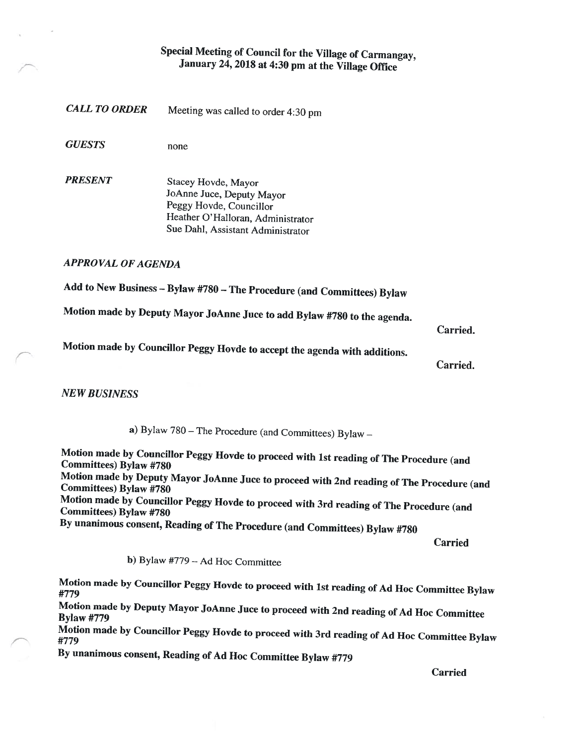# Special Meeting of Council for the Village of Carmangay, January 24, 2018 at 4:30 pm at the Village Office

***CALL TO ORDER*** Meeting was called to order 4:30 pm

***GUESTS*** none

***PRESENT***

Stacey Hovde, Mayor
JoAnne Juce, Deputy Mayor
Peggy Hovde, Councillor
Heather O'Halloran, Administrator
Sue Dahl, Assistant Administrator

***APPROVAL OF AGENDA***

**Add to New Business – Bylaw #780 – The Procedure (and Committees) Bylaw**

**Motion made by Deputy Mayor JoAnne Juce to add Bylaw #780 to the agenda.**

**Carried.**

**Motion made by Councillor Peggy Hovde to accept the agenda with additions.**

**Carried.**

***NEW BUSINESS***

**a)** Bylaw 780 – The Procedure (and Committees) Bylaw –

**Motion made by Councillor Peggy Hovde to proceed with 1st reading of The Procedure (and Committees) Bylaw #780**
**Motion made by Deputy Mayor JoAnne Juce to proceed with 2nd reading of The Procedure (and Committees) Bylaw #780**
**Motion made by Councillor Peggy Hovde to proceed with 3rd reading of The Procedure (and Committees) Bylaw #780**
**By unanimous consent, Reading of The Procedure (and Committees) Bylaw #780**

**Carried**

**b)** Bylaw #779 – Ad Hoc Committee

**Motion made by Councillor Peggy Hovde to proceed with 1st reading of Ad Hoc Committee Bylaw #779**
**Motion made by Deputy Mayor JoAnne Juce to proceed with 2nd reading of Ad Hoc Committee Bylaw #779**
**Motion made by Councillor Peggy Hovde to proceed with 3rd reading of Ad Hoc Committee Bylaw #779**
**By unanimous consent, Reading of Ad Hoc Committee Bylaw #779**

**Carried**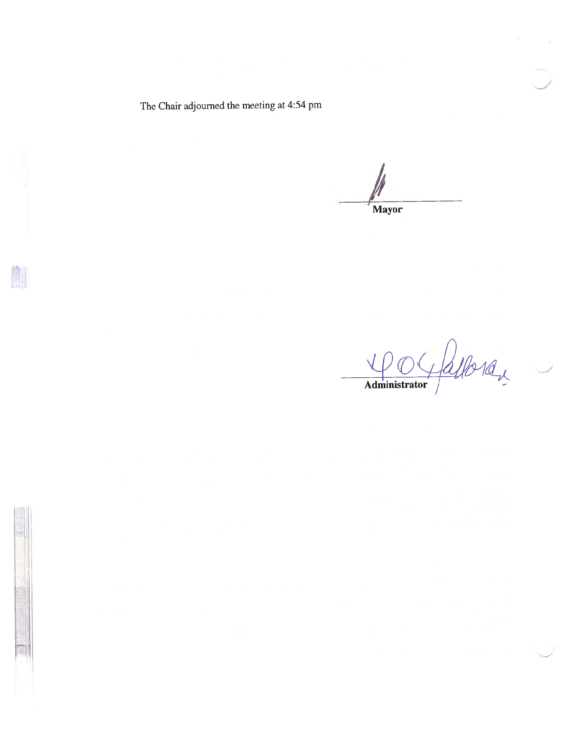The Chair adjourned the meeting at 4:54 pm

Mayor

Administrator